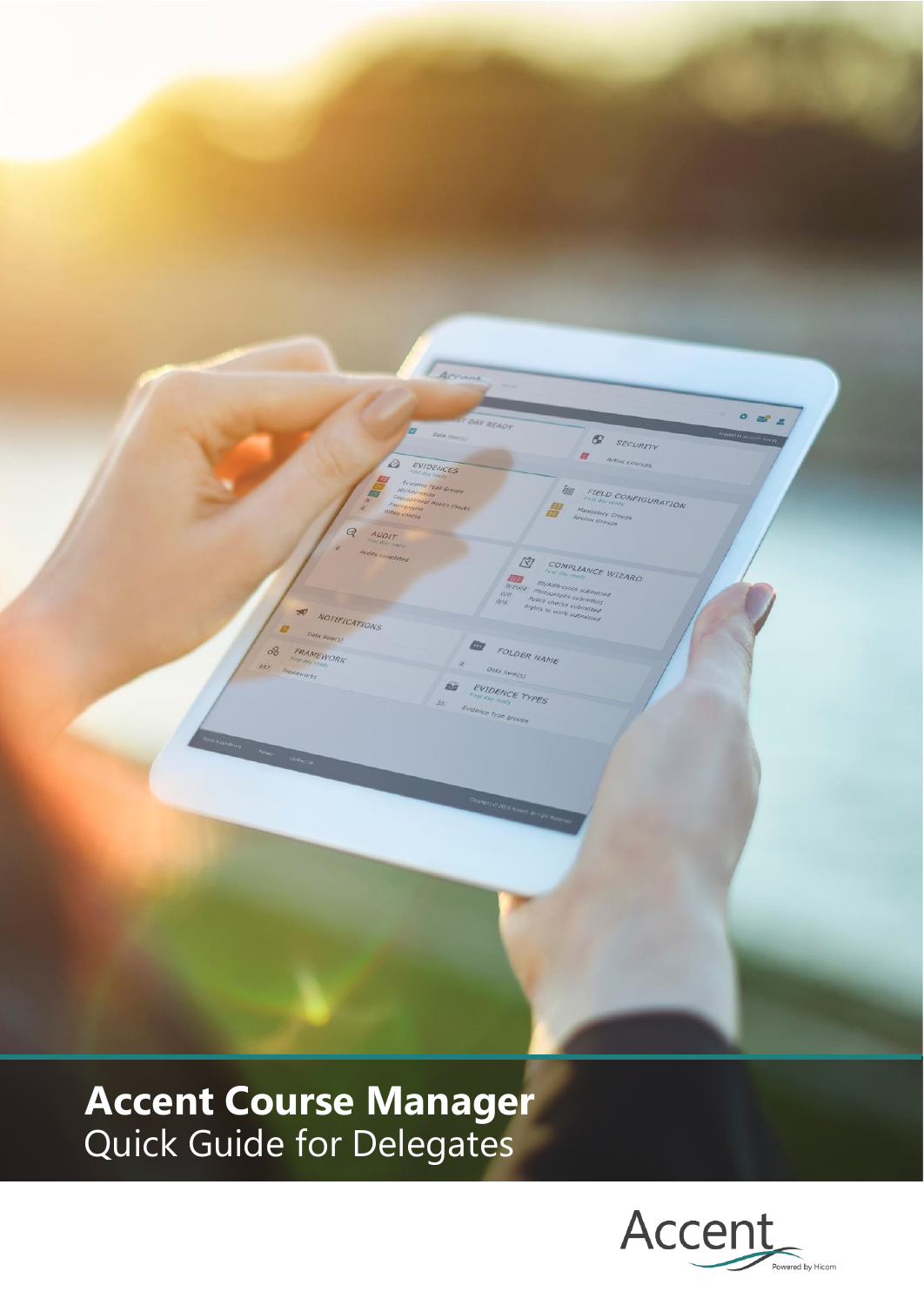# Accent Course Manager

Quick Guide for Delegates

Accent

Powered by Hicom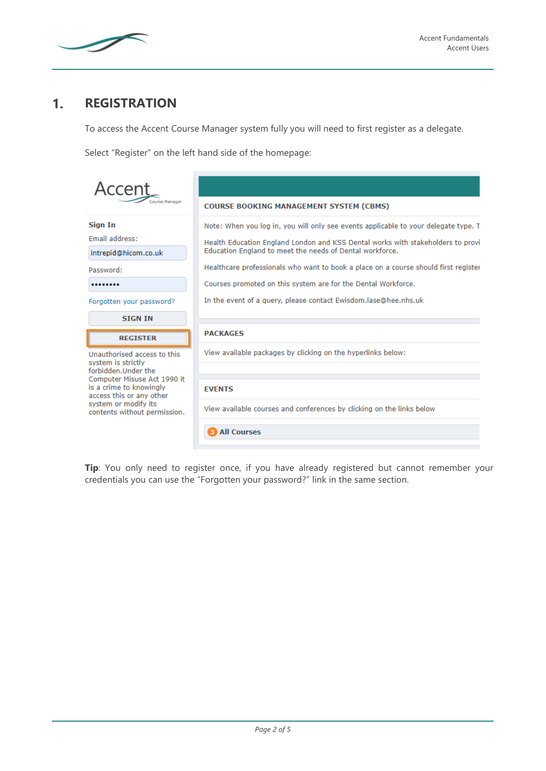## 1. REGISTRATION

To access the Accent Course Manager system fully you will need to first register as a delegate.

Select "Register" on the left hand side of the homepage:

**Tip**: You only need to register once, if you have already registered but cannot remember your credentials you can use the "Forgotten your password?" link in the same section.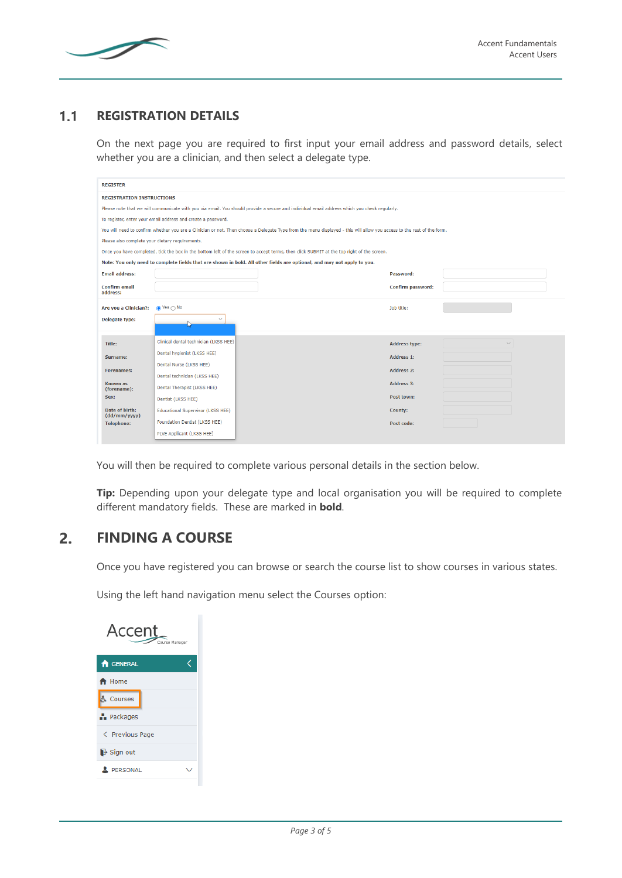## 1.1 REGISTRATION DETAILS

On the next page you are required to first input your email address and password details, select whether you are a clinician, and then select a delegate type.

You will then be required to complete various personal details in the section below.

**Tip:** Depending upon your delegate type and local organisation you will be required to complete different mandatory fields. These are marked in **bold**.

# 2. FINDING A COURSE

Once you have registered you can browse or search the course list to show courses in various states.

Using the left hand navigation menu select the Courses option: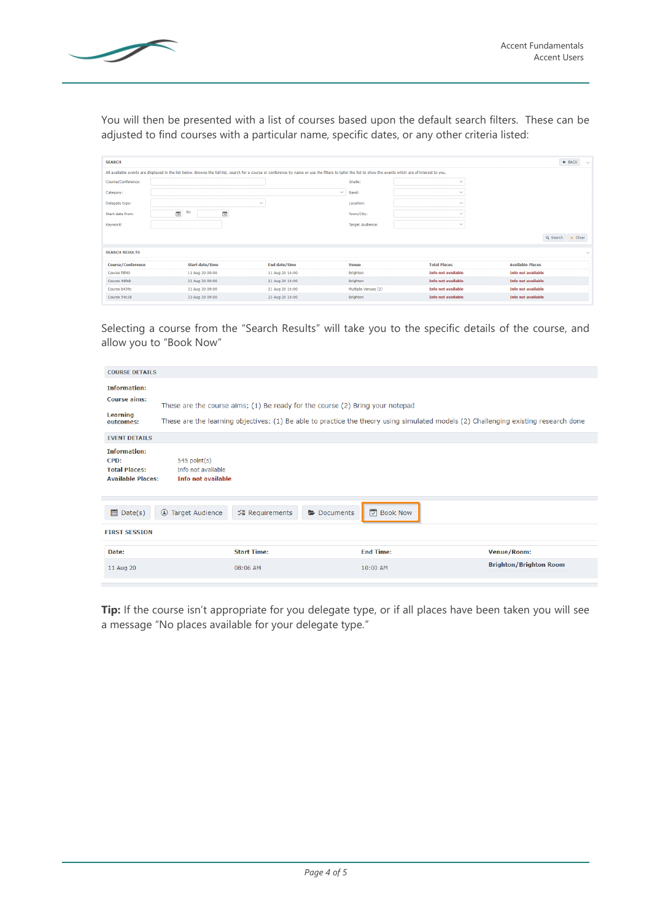You will then be presented with a list of courses based upon the default search filters. These can be adjusted to find courses with a particular name, specific dates, or any other criteria listed:

Selecting a course from the "Search Results" will take you to the specific details of the course, and allow you to "Book Now"

**Tip:** If the course isn't appropriate for you delegate type, or if all places have been taken you will see a message "No places available for your delegate type."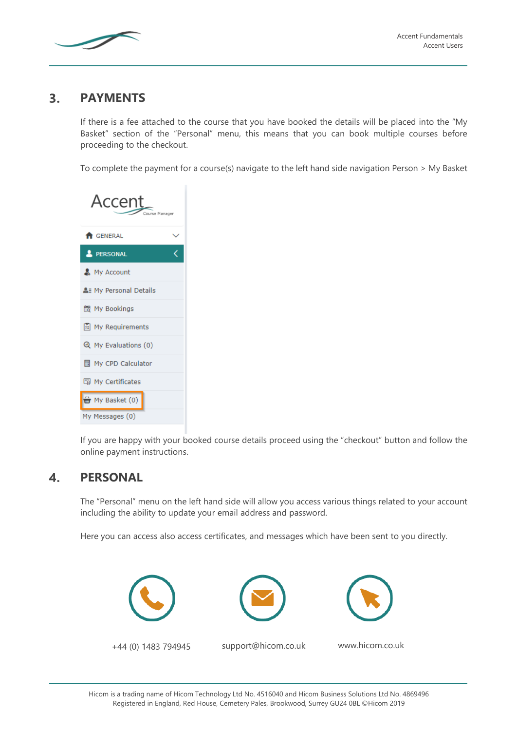## 3. PAYMENTS

If there is a fee attached to the course that you have booked the details will be placed into the "My Basket" section of the "Personal" menu, this means that you can book multiple courses before proceeding to the checkout.

To complete the payment for a course(s) navigate to the left hand side navigation Person > My Basket

If you are happy with your booked course details proceed using the "checkout" button and follow the online payment instructions.

## 4. PERSONAL

The "Personal" menu on the left hand side will allow you access various things related to your account including the ability to update your email address and password.

Here you can access also access certificates, and messages which have been sent to you directly.

+44 (0) 1483 794945

support@hicom.co.uk

www.hicom.co.uk

Hicom is a trading name of Hicom Technology Ltd No. 4516040 and Hicom Business Solutions Ltd No. 4869496
Registered in England, Red House, Cemetery Pales, Brookwood, Surrey GU24 0BL ©Hicom 2019